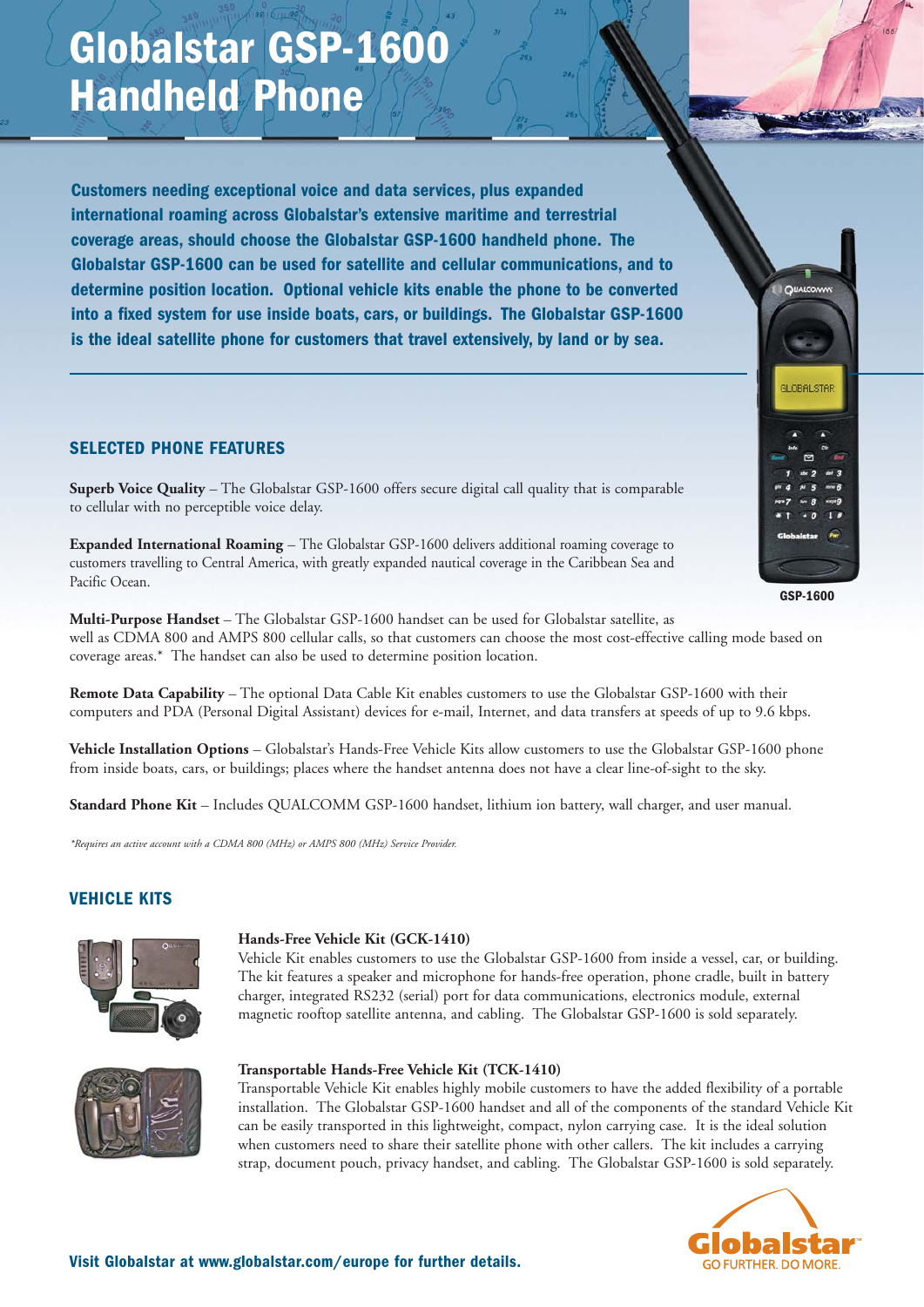# Globalstar GSP-1600 Handheld Phone

**Customers needing exceptional voice and data services, plus expanded international roaming across Globalstar's extensive maritime and terrestrial coverage areas, should choose the Globalstar GSP-1600 handheld phone. The Globalstar GSP-1600 can be used for satellite and cellular communications, and to determine position location. Optional vehicle kits enable the phone to be converted into a fixed system for use inside boats, cars, or buildings. The Globalstar GSP-1600 is the ideal satellite phone for customers that travel extensively, by land or by sea.**

GSP-1600

## SELECTED PHONE FEATURES

**Superb Voice Quality** – The Globalstar GSP-1600 offers secure digital call quality that is comparable to cellular with no perceptible voice delay.

**Expanded International Roaming** – The Globalstar GSP-1600 delivers additional roaming coverage to customers travelling to Central America, with greatly expanded nautical coverage in the Caribbean Sea and Pacific Ocean.

**Multi-Purpose Handset** – The Globalstar GSP-1600 handset can be used for Globalstar satellite, as well as CDMA 800 and AMPS 800 cellular calls, so that customers can choose the most cost-effective calling mode based on coverage areas.* The handset can also be used to determine position location.

**Remote Data Capability** – The optional Data Cable Kit enables customers to use the Globalstar GSP-1600 with their computers and PDA (Personal Digital Assistant) devices for e-mail, Internet, and data transfers at speeds of up to 9.6 kbps.

**Vehicle Installation Options** – Globalstar's Hands-Free Vehicle Kits allow customers to use the Globalstar GSP-1600 phone from inside boats, cars, or buildings; places where the handset antenna does not have a clear line-of-sight to the sky.

**Standard Phone Kit** – Includes QUALCOMM GSP-1600 handset, lithium ion battery, wall charger, and user manual.

*\*Requires an active account with a CDMA 800 (MHz) or AMPS 800 (MHz) Service Provider.*

## VEHICLE KITS

**Hands-Free Vehicle Kit (GCK-1410)**
Vehicle Kit enables customers to use the Globalstar GSP-1600 from inside a vessel, car, or building. The kit features a speaker and microphone for hands-free operation, phone cradle, built in battery charger, integrated RS232 (serial) port for data communications, electronics module, external magnetic rooftop satellite antenna, and cabling. The Globalstar GSP-1600 is sold separately.

**Transportable Hands-Free Vehicle Kit (TCK-1410)**
Transportable Vehicle Kit enables highly mobile customers to have the added flexibility of a portable installation. The Globalstar GSP-1600 handset and all of the components of the standard Vehicle Kit can be easily transported in this lightweight, compact, nylon carrying case. It is the ideal solution when customers need to share their satellite phone with other callers. The kit includes a carrying strap, document pouch, privacy handset, and cabling. The Globalstar GSP-1600 is sold separately.

**Visit Globalstar at www.globalstar.com/europe for further details.**

Globalstar™ GO FURTHER. DO MORE.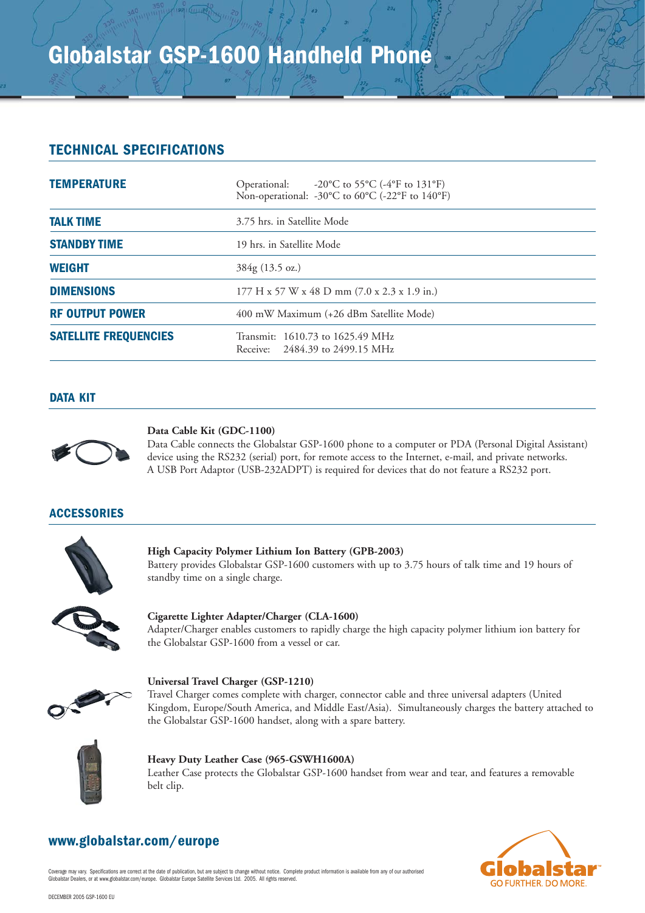# Globalstar GSP-1600 Handheld Phone

## TECHNICAL SPECIFICATIONS

| | |
|---|---|
| **TEMPERATURE** | Operational: -20°C to 55°C (-4°F to 131°F)<br>Non-operational: -30°C to 60°C (-22°F to 140°F) |
| **TALK TIME** | 3.75 hrs. in Satellite Mode |
| **STANDBY TIME** | 19 hrs. in Satellite Mode |
| **WEIGHT** | 384g (13.5 oz.) |
| **DIMENSIONS** | 177 H x 57 W x 48 D mm (7.0 x 2.3 x 1.9 in.) |
| **RF OUTPUT POWER** | 400 mW Maximum (+26 dBm Satellite Mode) |
| **SATELLITE FREQUENCIES** | Transmit: 1610.73 to 1625.49 MHz<br>Receive: 2484.39 to 2499.15 MHz |

## DATA KIT

**Data Cable Kit (GDC-1100)**
Data Cable connects the Globalstar GSP-1600 phone to a computer or PDA (Personal Digital Assistant) device using the RS232 (serial) port, for remote access to the Internet, e-mail, and private networks. A USB Port Adaptor (USB-232ADPT) is required for devices that do not feature a RS232 port.

## ACCESSORIES

**High Capacity Polymer Lithium Ion Battery (GPB-2003)**
Battery provides Globalstar GSP-1600 customers with up to 3.75 hours of talk time and 19 hours of standby time on a single charge.

**Cigarette Lighter Adapter/Charger (CLA-1600)**
Adapter/Charger enables customers to rapidly charge the high capacity polymer lithium ion battery for the Globalstar GSP-1600 from a vessel or car.

**Universal Travel Charger (GSP-1210)**
Travel Charger comes complete with charger, connector cable and three universal adapters (United Kingdom, Europe/South America, and Middle East/Asia). Simultaneously charges the battery attached to the Globalstar GSP-1600 handset, along with a spare battery.

**Heavy Duty Leather Case (965-GSWH1600A)**
Leather Case protects the Globalstar GSP-1600 handset from wear and tear, and features a removable belt clip.

**www.globalstar.com/europe**

Coverage may vary. Specifications are correct at the date of publication, but are subject to change without notice. Complete product information is available from any of our authorised Globalstar Dealers, or at www.globalstar.com/europe. Globalstar Europe Satellite Services Ltd. 2005. All rights reserved.

Globalstar™
GO FURTHER. DO MORE.

DECEMBER 2005 GSP-1600 EU